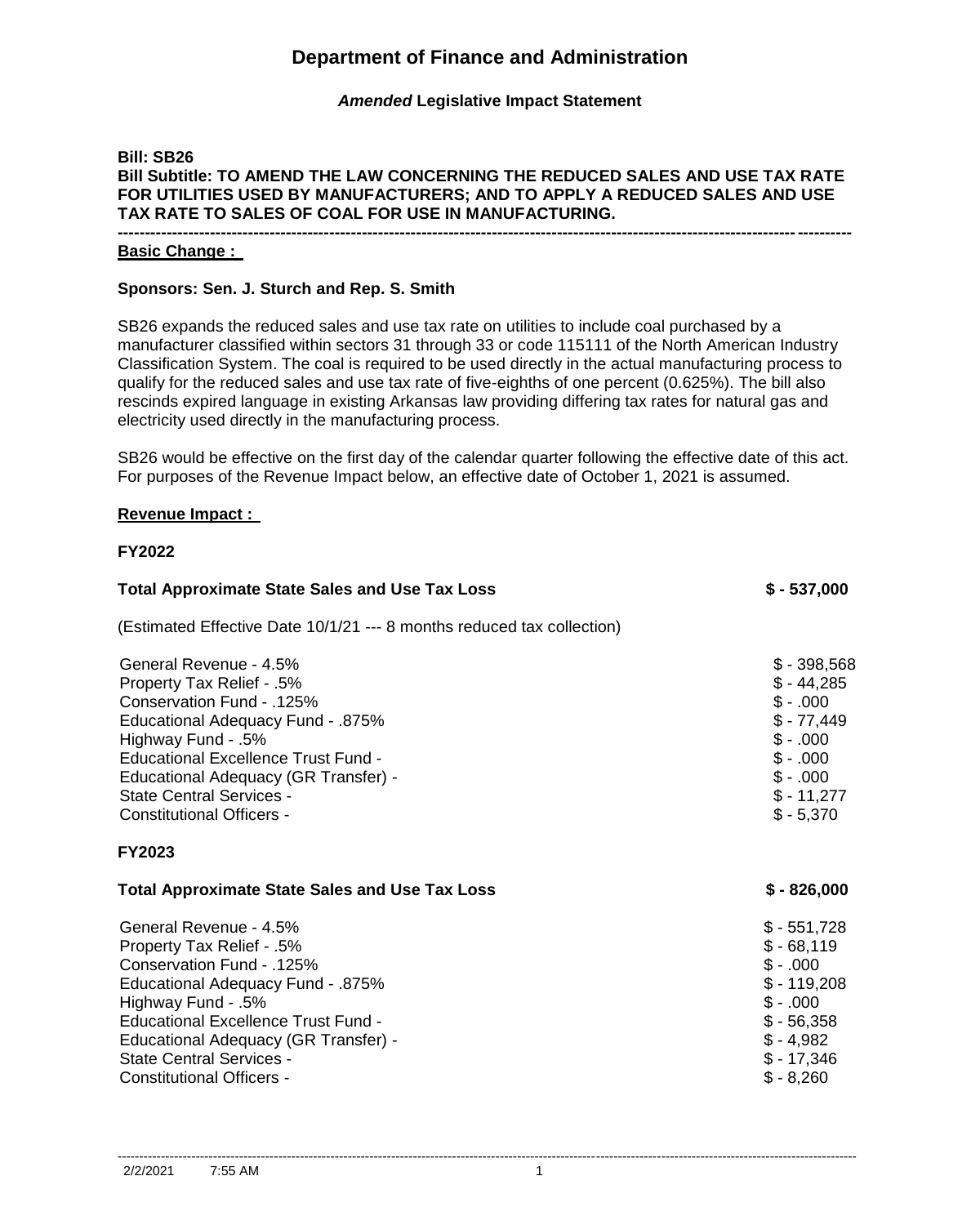# Department of Finance and Administration

***Amended*** **Legislative Impact Statement**

**Bill: SB26**

**Bill Subtitle: TO AMEND THE LAW CONCERNING THE REDUCED SALES AND USE TAX RATE FOR UTILITIES USED BY MANUFACTURERS; AND TO APPLY A REDUCED SALES AND USE TAX RATE TO SALES OF COAL FOR USE IN MANUFACTURING.**

---

**Basic Change :**

**Sponsors: Sen. J. Sturch and Rep. S. Smith**

SB26 expands the reduced sales and use tax rate on utilities to include coal purchased by a manufacturer classified within sectors 31 through 33 or code 115111 of the North American Industry Classification System. The coal is required to be used directly in the actual manufacturing process to qualify for the reduced sales and use tax rate of five-eighths of one percent (0.625%). The bill also rescinds expired language in existing Arkansas law providing differing tax rates for natural gas and electricity used directly in the manufacturing process.

SB26 would be effective on the first day of the calendar quarter following the effective date of this act. For purposes of the Revenue Impact below, an effective date of October 1, 2021 is assumed.

**Revenue Impact :**

**FY2022**

| **Total Approximate State Sales and Use Tax Loss** | **$ - 537,000** |
|---|---|

(Estimated Effective Date 10/1/21 --- 8 months reduced tax collection)

| | |
|---|---|
| General Revenue - 4.5% | $ - 398,568 |
| Property Tax Relief - .5% | $ - 44,285 |
| Conservation Fund - .125% | $ - .000 |
| Educational Adequacy Fund - .875% | $ - 77,449 |
| Highway Fund - .5% | $ - .000 |
| Educational Excellence Trust Fund - | $ - .000 |
| Educational Adequacy (GR Transfer) - | $ - .000 |
| State Central Services - | $ - 11,277 |
| Constitutional Officers - | $ - 5,370 |

**FY2023**

| **Total Approximate State Sales and Use Tax Loss** | **$ - 826,000** |
|---|---|
| General Revenue - 4.5% | $ - 551,728 |
| Property Tax Relief - .5% | $ - 68,119 |
| Conservation Fund - .125% | $ - .000 |
| Educational Adequacy Fund - .875% | $ - 119,208 |
| Highway Fund - .5% | $ - .000 |
| Educational Excellence Trust Fund - | $ - 56,358 |
| Educational Adequacy (GR Transfer) - | $ - 4,982 |
| State Central Services - | $ - 17,346 |
| Constitutional Officers - | $ - 8,260 |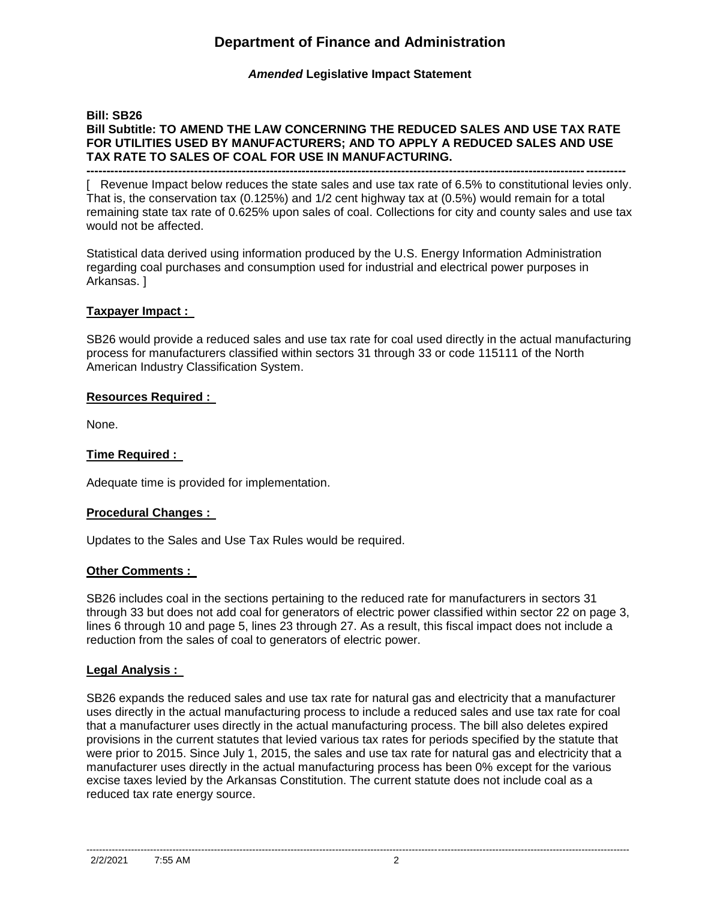# Department of Finance and Administration

***Amended*** **Legislative Impact Statement**

**Bill: SB26**

**Bill Subtitle: TO AMEND THE LAW CONCERNING THE REDUCED SALES AND USE TAX RATE FOR UTILITIES USED BY MANUFACTURERS; AND TO APPLY A REDUCED SALES AND USE TAX RATE TO SALES OF COAL FOR USE IN MANUFACTURING.**

---

[ Revenue Impact below reduces the state sales and use tax rate of 6.5% to constitutional levies only. That is, the conservation tax (0.125%) and 1/2 cent highway tax at (0.5%) would remain for a total remaining state tax rate of 0.625% upon sales of coal. Collections for city and county sales and use tax would not be affected.

Statistical data derived using information produced by the U.S. Energy Information Administration regarding coal purchases and consumption used for industrial and electrical power purposes in Arkansas. ]

**Taxpayer Impact :**

SB26 would provide a reduced sales and use tax rate for coal used directly in the actual manufacturing process for manufacturers classified within sectors 31 through 33 or code 115111 of the North American Industry Classification System.

**Resources Required :**

None.

**Time Required :**

Adequate time is provided for implementation.

**Procedural Changes :**

Updates to the Sales and Use Tax Rules would be required.

**Other Comments :**

SB26 includes coal in the sections pertaining to the reduced rate for manufacturers in sectors 31 through 33 but does not add coal for generators of electric power classified within sector 22 on page 3, lines 6 through 10 and page 5, lines 23 through 27. As a result, this fiscal impact does not include a reduction from the sales of coal to generators of electric power.

**Legal Analysis :**

SB26 expands the reduced sales and use tax rate for natural gas and electricity that a manufacturer uses directly in the actual manufacturing process to include a reduced sales and use tax rate for coal that a manufacturer uses directly in the actual manufacturing process. The bill also deletes expired provisions in the current statutes that levied various tax rates for periods specified by the statute that were prior to 2015. Since July 1, 2015, the sales and use tax rate for natural gas and electricity that a manufacturer uses directly in the actual manufacturing process has been 0% except for the various excise taxes levied by the Arkansas Constitution. The current statute does not include coal as a reduced tax rate energy source.